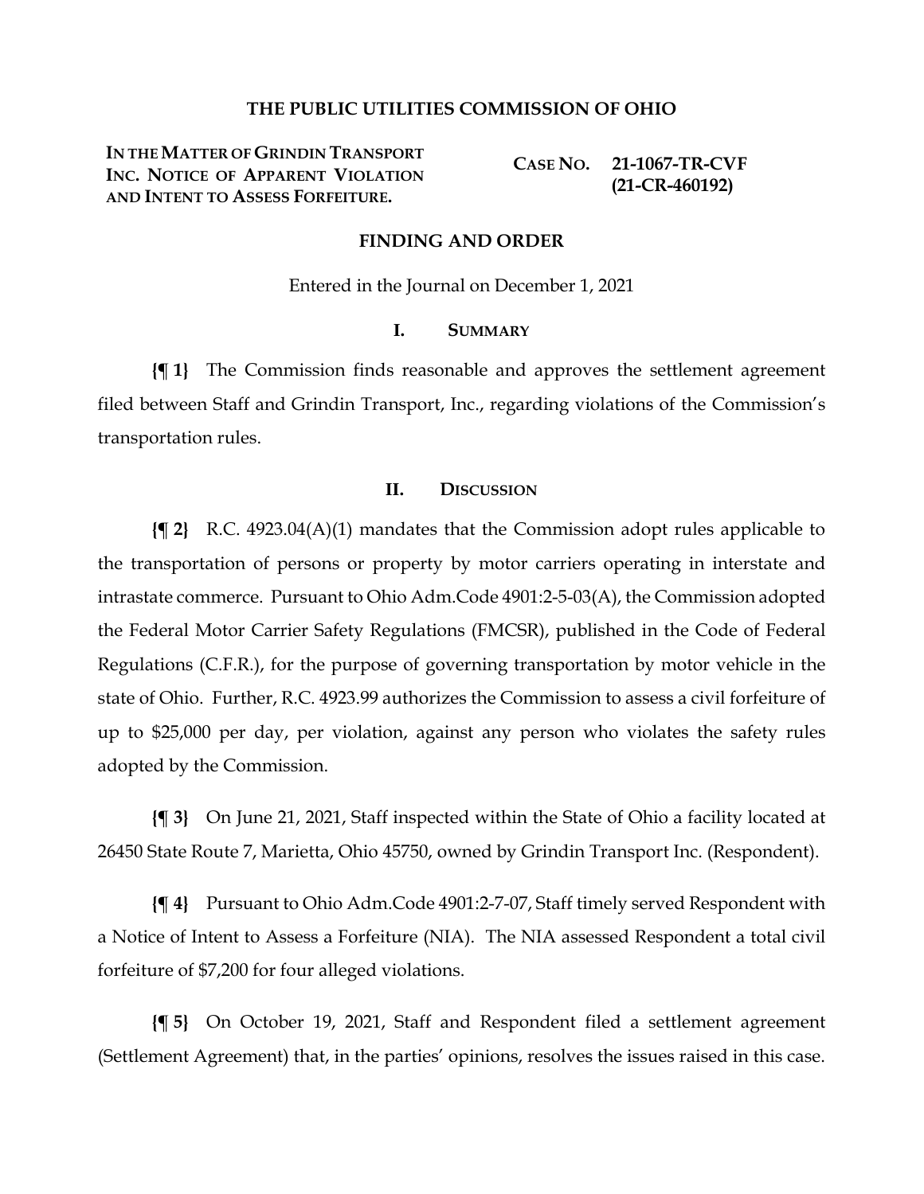# THE PUBLIC UTILITIES COMMISSION OF OHIO

**IN THE MATTER OF GRINDIN TRANSPORT INC. NOTICE OF APPARENT VIOLATION AND INTENT TO ASSESS FORFEITURE.**

**CASE NO. 21-1067-TR-CVF (21-CR-460192)**

## FINDING AND ORDER

Entered in the Journal on December 1, 2021

### I. SUMMARY

**{¶ 1}** The Commission finds reasonable and approves the settlement agreement filed between Staff and Grindin Transport, Inc., regarding violations of the Commission's transportation rules.

### II. DISCUSSION

**{¶ 2}** R.C. 4923.04(A)(1) mandates that the Commission adopt rules applicable to the transportation of persons or property by motor carriers operating in interstate and intrastate commerce. Pursuant to Ohio Adm.Code 4901:2-5-03(A), the Commission adopted the Federal Motor Carrier Safety Regulations (FMCSR), published in the Code of Federal Regulations (C.F.R.), for the purpose of governing transportation by motor vehicle in the state of Ohio. Further, R.C. 4923.99 authorizes the Commission to assess a civil forfeiture of up to $25,000 per day, per violation, against any person who violates the safety rules adopted by the Commission.

**{¶ 3}** On June 21, 2021, Staff inspected within the State of Ohio a facility located at 26450 State Route 7, Marietta, Ohio 45750, owned by Grindin Transport Inc. (Respondent).

**{¶ 4}** Pursuant to Ohio Adm.Code 4901:2-7-07, Staff timely served Respondent with a Notice of Intent to Assess a Forfeiture (NIA). The NIA assessed Respondent a total civil forfeiture of $7,200 for four alleged violations.

**{¶ 5}** On October 19, 2021, Staff and Respondent filed a settlement agreement (Settlement Agreement) that, in the parties' opinions, resolves the issues raised in this case.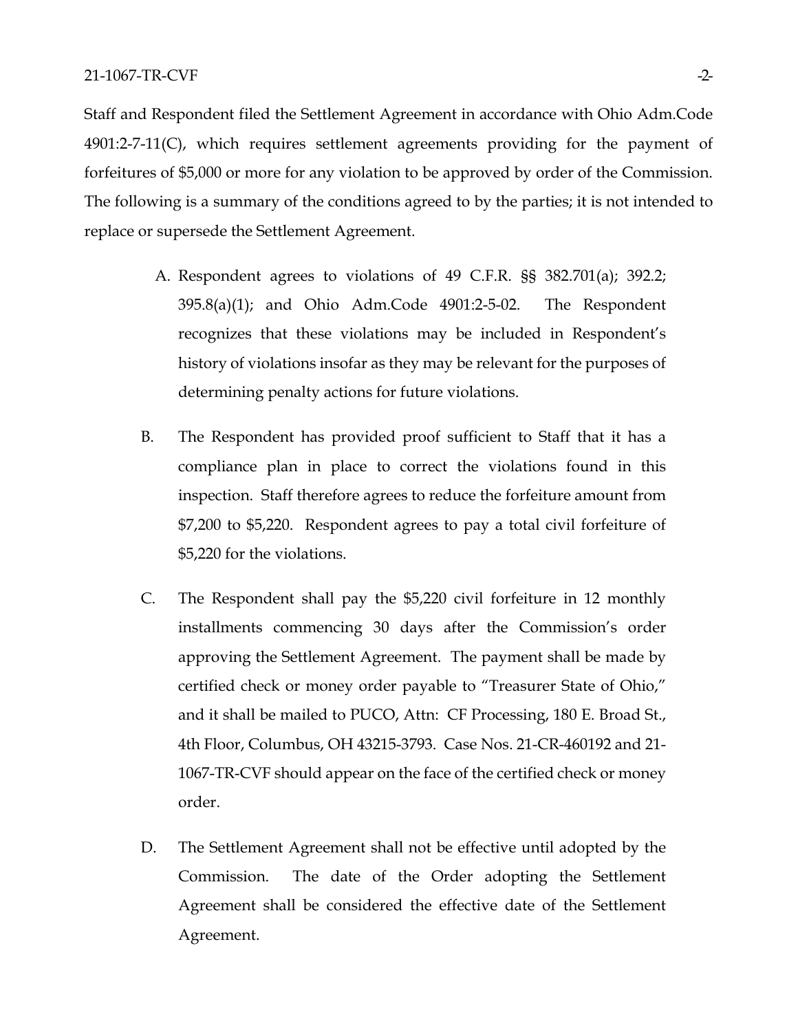Staff and Respondent filed the Settlement Agreement in accordance with Ohio Adm.Code 4901:2-7-11(C), which requires settlement agreements providing for the payment of forfeitures of $5,000 or more for any violation to be approved by order of the Commission. The following is a summary of the conditions agreed to by the parties; it is not intended to replace or supersede the Settlement Agreement.

A. Respondent agrees to violations of 49 C.F.R. §§ 382.701(a); 392.2; 395.8(a)(1); and Ohio Adm.Code 4901:2-5-02. The Respondent recognizes that these violations may be included in Respondent's history of violations insofar as they may be relevant for the purposes of determining penalty actions for future violations.

B. The Respondent has provided proof sufficient to Staff that it has a compliance plan in place to correct the violations found in this inspection. Staff therefore agrees to reduce the forfeiture amount from $7,200 to $5,220. Respondent agrees to pay a total civil forfeiture of $5,220 for the violations.

C. The Respondent shall pay the $5,220 civil forfeiture in 12 monthly installments commencing 30 days after the Commission's order approving the Settlement Agreement. The payment shall be made by certified check or money order payable to "Treasurer State of Ohio," and it shall be mailed to PUCO, Attn: CF Processing, 180 E. Broad St., 4th Floor, Columbus, OH 43215-3793. Case Nos. 21-CR-460192 and 21-1067-TR-CVF should appear on the face of the certified check or money order.

D. The Settlement Agreement shall not be effective until adopted by the Commission. The date of the Order adopting the Settlement Agreement shall be considered the effective date of the Settlement Agreement.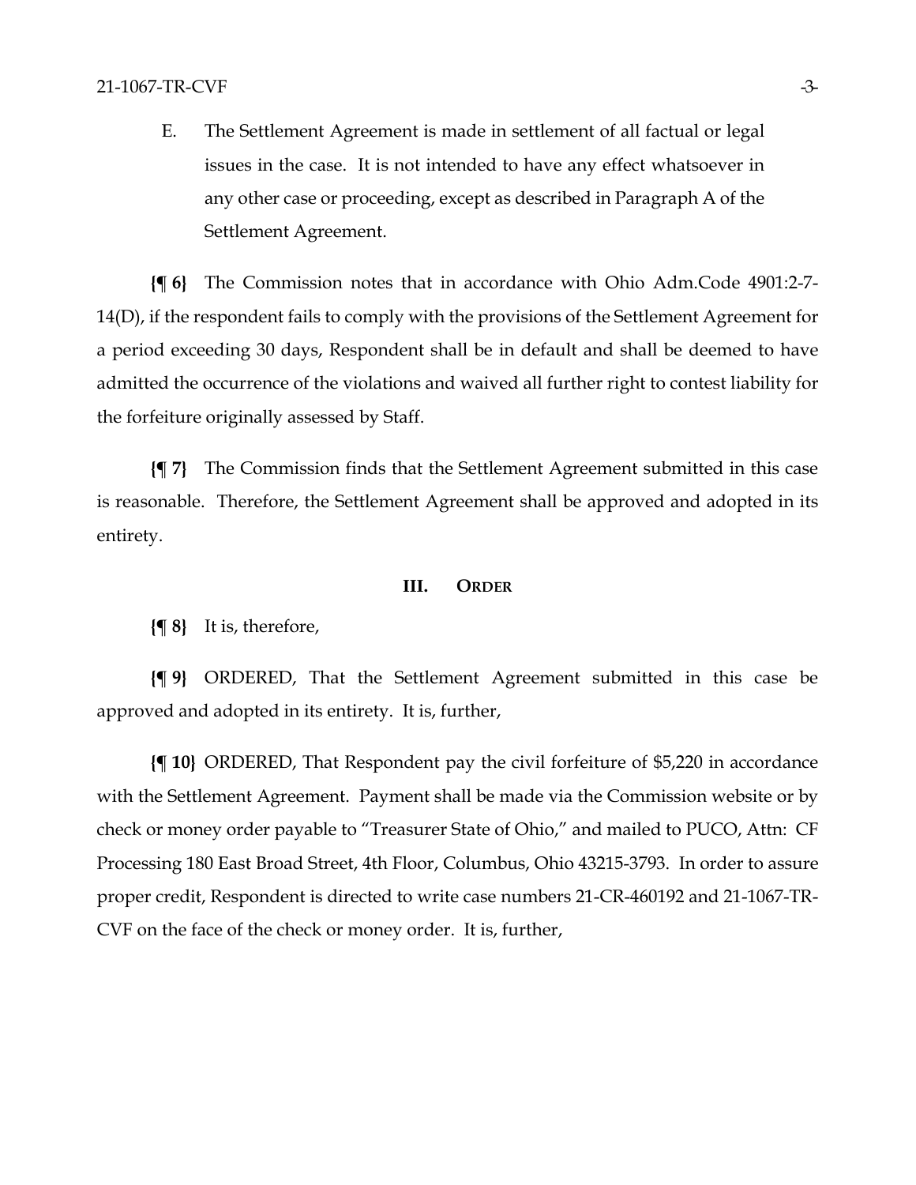E. The Settlement Agreement is made in settlement of all factual or legal issues in the case. It is not intended to have any effect whatsoever in any other case or proceeding, except as described in Paragraph A of the Settlement Agreement.

**{¶ 6}** The Commission notes that in accordance with Ohio Adm.Code 4901:2-7-14(D), if the respondent fails to comply with the provisions of the Settlement Agreement for a period exceeding 30 days, Respondent shall be in default and shall be deemed to have admitted the occurrence of the violations and waived all further right to contest liability for the forfeiture originally assessed by Staff.

**{¶ 7}** The Commission finds that the Settlement Agreement submitted in this case is reasonable. Therefore, the Settlement Agreement shall be approved and adopted in its entirety.

## III. ORDER

**{¶ 8}** It is, therefore,

**{¶ 9}** ORDERED, That the Settlement Agreement submitted in this case be approved and adopted in its entirety. It is, further,

**{¶ 10}** ORDERED, That Respondent pay the civil forfeiture of $5,220 in accordance with the Settlement Agreement. Payment shall be made via the Commission website or by check or money order payable to "Treasurer State of Ohio," and mailed to PUCO, Attn: CF Processing 180 East Broad Street, 4th Floor, Columbus, Ohio 43215-3793. In order to assure proper credit, Respondent is directed to write case numbers 21-CR-460192 and 21-1067-TR-CVF on the face of the check or money order. It is, further,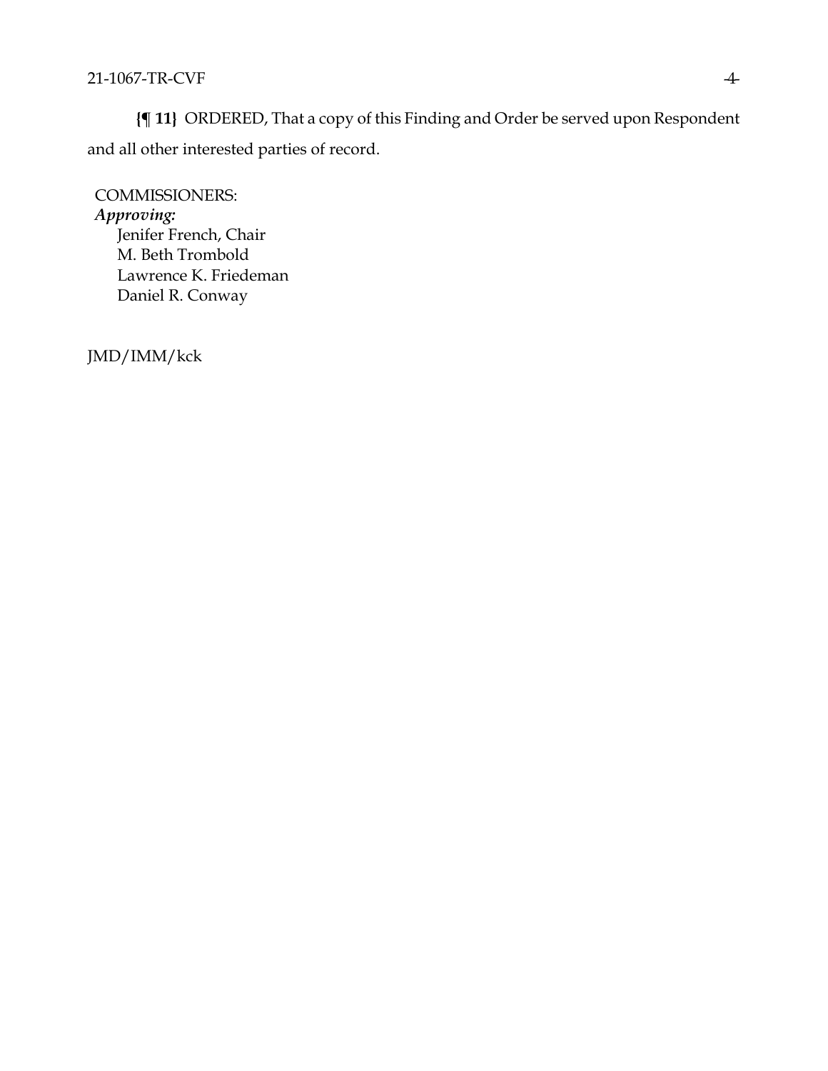**{¶ 11}** ORDERED, That a copy of this Finding and Order be served upon Respondent and all other interested parties of record.

COMMISSIONERS:
***Approving:***
Jenifer French, Chair
M. Beth Trombold
Lawrence K. Friedeman
Daniel R. Conway

JMD/IMM/kck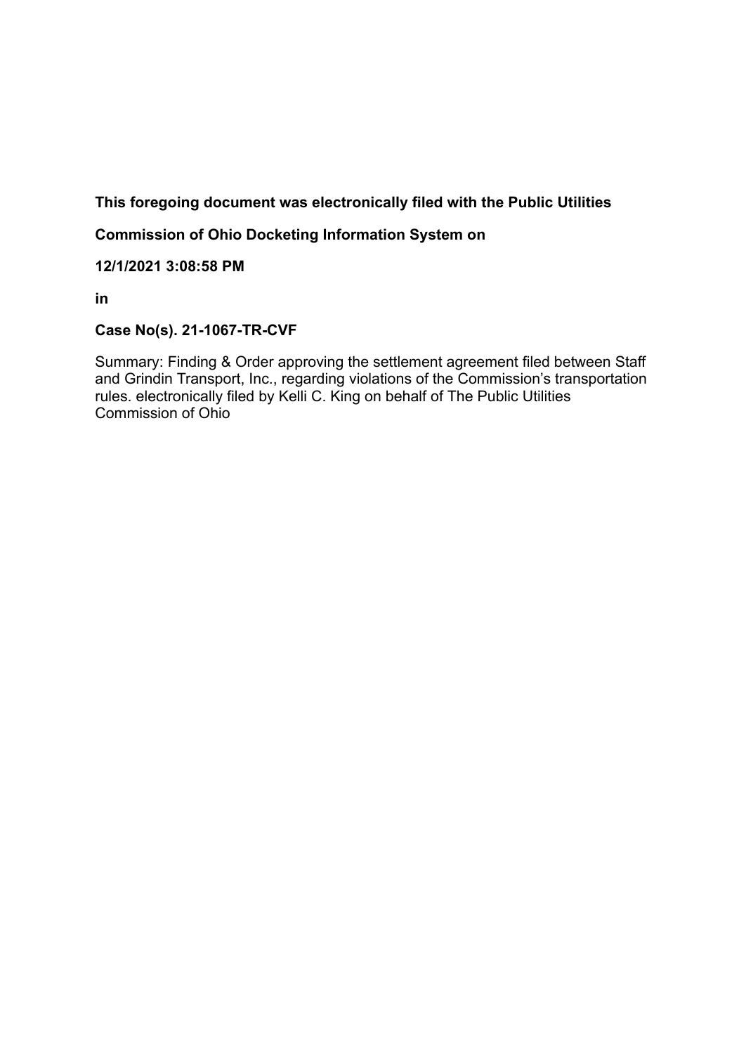**This foregoing document was electronically filed with the Public Utilities**

**Commission of Ohio Docketing Information System on**

**12/1/2021 3:08:58 PM**

**in**

**Case No(s). 21-1067-TR-CVF**

Summary: Finding & Order approving the settlement agreement filed between Staff and Grindin Transport, Inc., regarding violations of the Commission's transportation rules. electronically filed by Kelli C. King on behalf of The Public Utilities Commission of Ohio